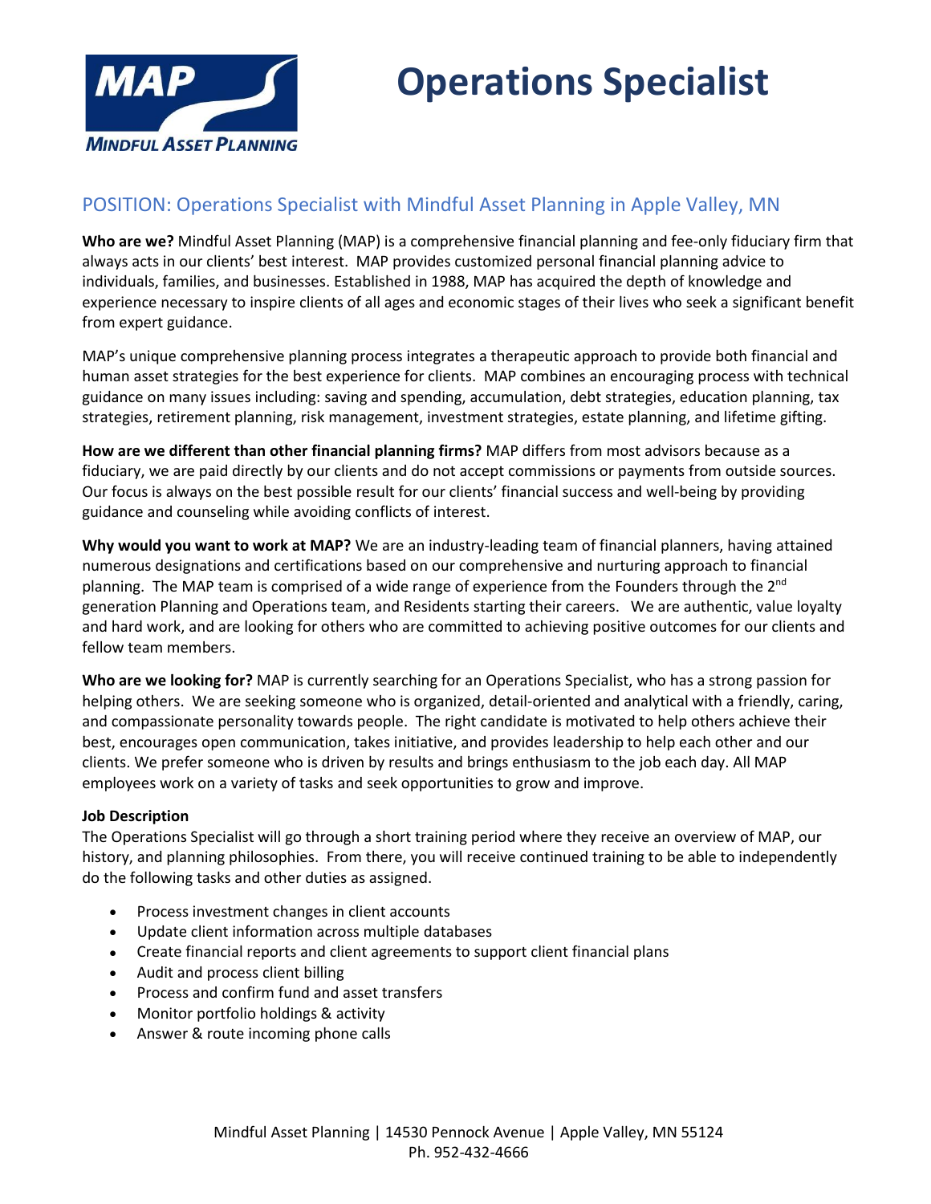# Operations Specialist

## POSITION: Operations Specialist with Mindful Asset Planning in Apple Valley, MN

**Who are we?** Mindful Asset Planning (MAP) is a comprehensive financial planning and fee-only fiduciary firm that always acts in our clients' best interest. MAP provides customized personal financial planning advice to individuals, families, and businesses. Established in 1988, MAP has acquired the depth of knowledge and experience necessary to inspire clients of all ages and economic stages of their lives who seek a significant benefit from expert guidance.

MAP's unique comprehensive planning process integrates a therapeutic approach to provide both financial and human asset strategies for the best experience for clients. MAP combines an encouraging process with technical guidance on many issues including: saving and spending, accumulation, debt strategies, education planning, tax strategies, retirement planning, risk management, investment strategies, estate planning, and lifetime gifting.

**How are we different than other financial planning firms?** MAP differs from most advisors because as a fiduciary, we are paid directly by our clients and do not accept commissions or payments from outside sources. Our focus is always on the best possible result for our clients' financial success and well-being by providing guidance and counseling while avoiding conflicts of interest.

**Why would you want to work at MAP?** We are an industry-leading team of financial planners, having attained numerous designations and certifications based on our comprehensive and nurturing approach to financial planning. The MAP team is comprised of a wide range of experience from the Founders through the 2nd generation Planning and Operations team, and Residents starting their careers. We are authentic, value loyalty and hard work, and are looking for others who are committed to achieving positive outcomes for our clients and fellow team members.

**Who are we looking for?** MAP is currently searching for an Operations Specialist, who has a strong passion for helping others. We are seeking someone who is organized, detail-oriented and analytical with a friendly, caring, and compassionate personality towards people. The right candidate is motivated to help others achieve their best, encourages open communication, takes initiative, and provides leadership to help each other and our clients. We prefer someone who is driven by results and brings enthusiasm to the job each day. All MAP employees work on a variety of tasks and seek opportunities to grow and improve.

**Job Description**

The Operations Specialist will go through a short training period where they receive an overview of MAP, our history, and planning philosophies. From there, you will receive continued training to be able to independently do the following tasks and other duties as assigned.

- Process investment changes in client accounts
- Update client information across multiple databases
- Create financial reports and client agreements to support client financial plans
- Audit and process client billing
- Process and confirm fund and asset transfers
- Monitor portfolio holdings & activity
- Answer & route incoming phone calls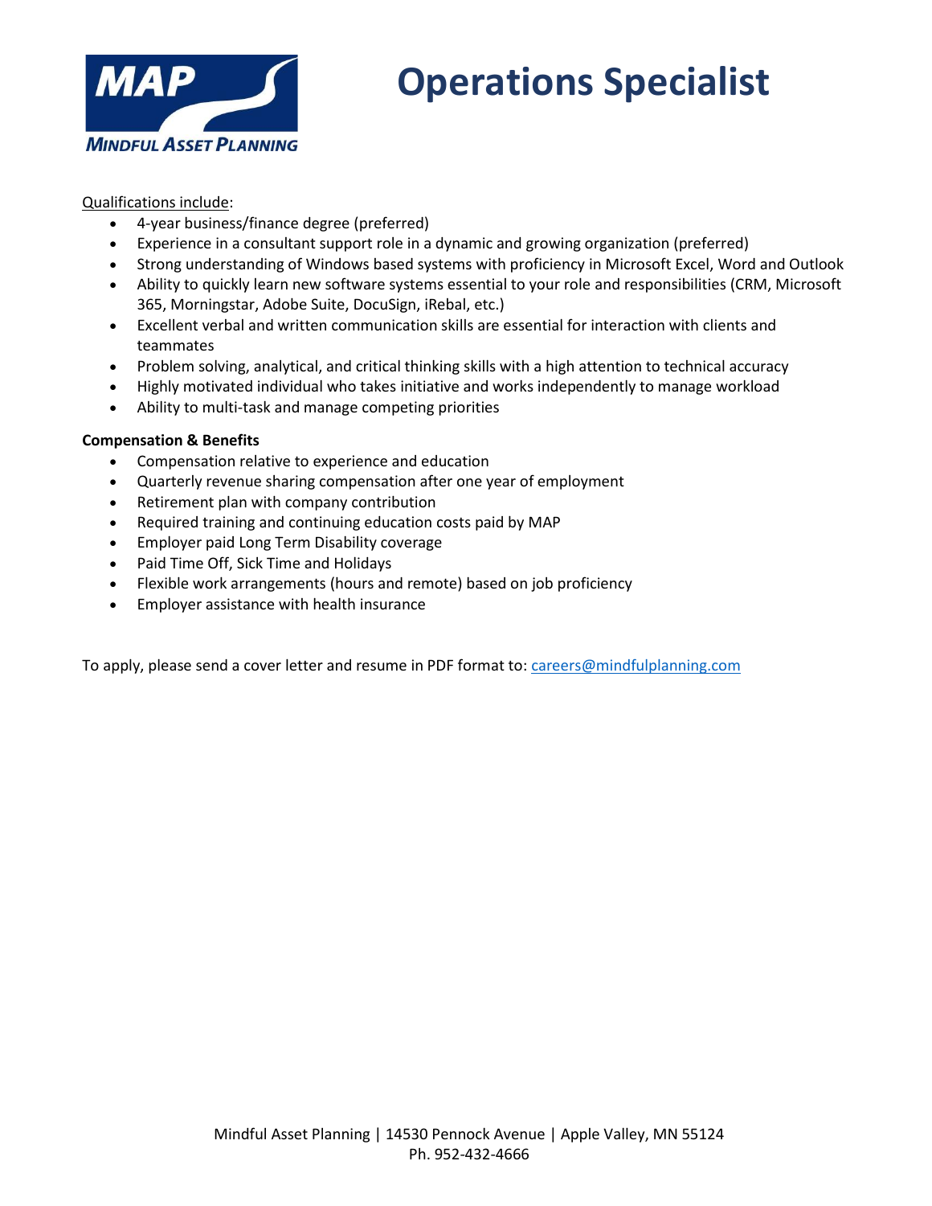# Operations Specialist

Qualifications include:

- 4-year business/finance degree (preferred)
- Experience in a consultant support role in a dynamic and growing organization (preferred)
- Strong understanding of Windows based systems with proficiency in Microsoft Excel, Word and Outlook
- Ability to quickly learn new software systems essential to your role and responsibilities (CRM, Microsoft 365, Morningstar, Adobe Suite, DocuSign, iRebal, etc.)
- Excellent verbal and written communication skills are essential for interaction with clients and teammates
- Problem solving, analytical, and critical thinking skills with a high attention to technical accuracy
- Highly motivated individual who takes initiative and works independently to manage workload
- Ability to multi-task and manage competing priorities

**Compensation & Benefits**

- Compensation relative to experience and education
- Quarterly revenue sharing compensation after one year of employment
- Retirement plan with company contribution
- Required training and continuing education costs paid by MAP
- Employer paid Long Term Disability coverage
- Paid Time Off, Sick Time and Holidays
- Flexible work arrangements (hours and remote) based on job proficiency
- Employer assistance with health insurance

To apply, please send a cover letter and resume in PDF format to: careers@mindfulplanning.com

Mindful Asset Planning | 14530 Pennock Avenue | Apple Valley, MN 55124
Ph. 952-432-4666